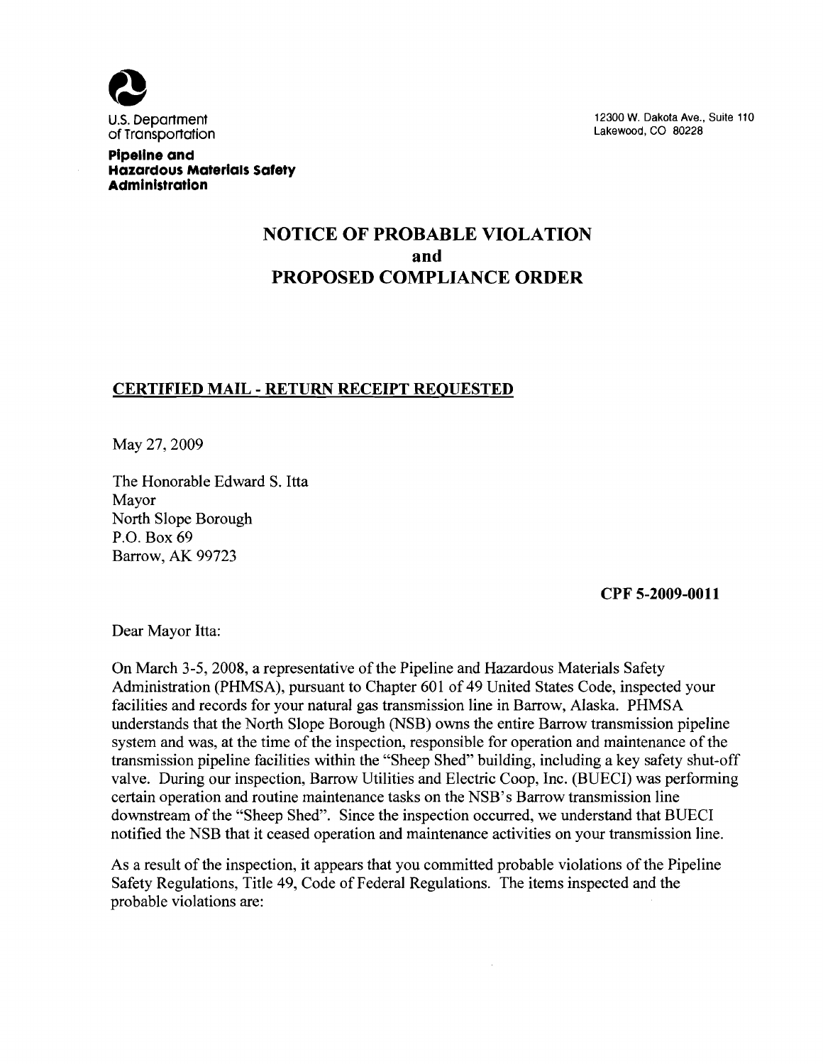U.S. Department of Transportation

**Pipeline and Hazardous Materials Safety Administration**

12300 W. Dakota Ave., Suite 110
Lakewood, CO 80228

# NOTICE OF PROBABLE VIOLATION and PROPOSED COMPLIANCE ORDER

**CERTIFIED MAIL - RETURN RECEIPT REQUESTED**

May 27, 2009

The Honorable Edward S. Itta
Mayor
North Slope Borough
P.O. Box 69
Barrow, AK 99723

**CPF 5-2009-0011**

Dear Mayor Itta:

On March 3-5, 2008, a representative of the Pipeline and Hazardous Materials Safety Administration (PHMSA), pursuant to Chapter 601 of 49 United States Code, inspected your facilities and records for your natural gas transmission line in Barrow, Alaska. PHMSA understands that the North Slope Borough (NSB) owns the entire Barrow transmission pipeline system and was, at the time of the inspection, responsible for operation and maintenance of the transmission pipeline facilities within the "Sheep Shed" building, including a key safety shut-off valve. During our inspection, Barrow Utilities and Electric Coop, Inc. (BUECI) was performing certain operation and routine maintenance tasks on the NSB's Barrow transmission line downstream of the "Sheep Shed". Since the inspection occurred, we understand that BUECI notified the NSB that it ceased operation and maintenance activities on your transmission line.

As a result of the inspection, it appears that you committed probable violations of the Pipeline Safety Regulations, Title 49, Code of Federal Regulations. The items inspected and the probable violations are: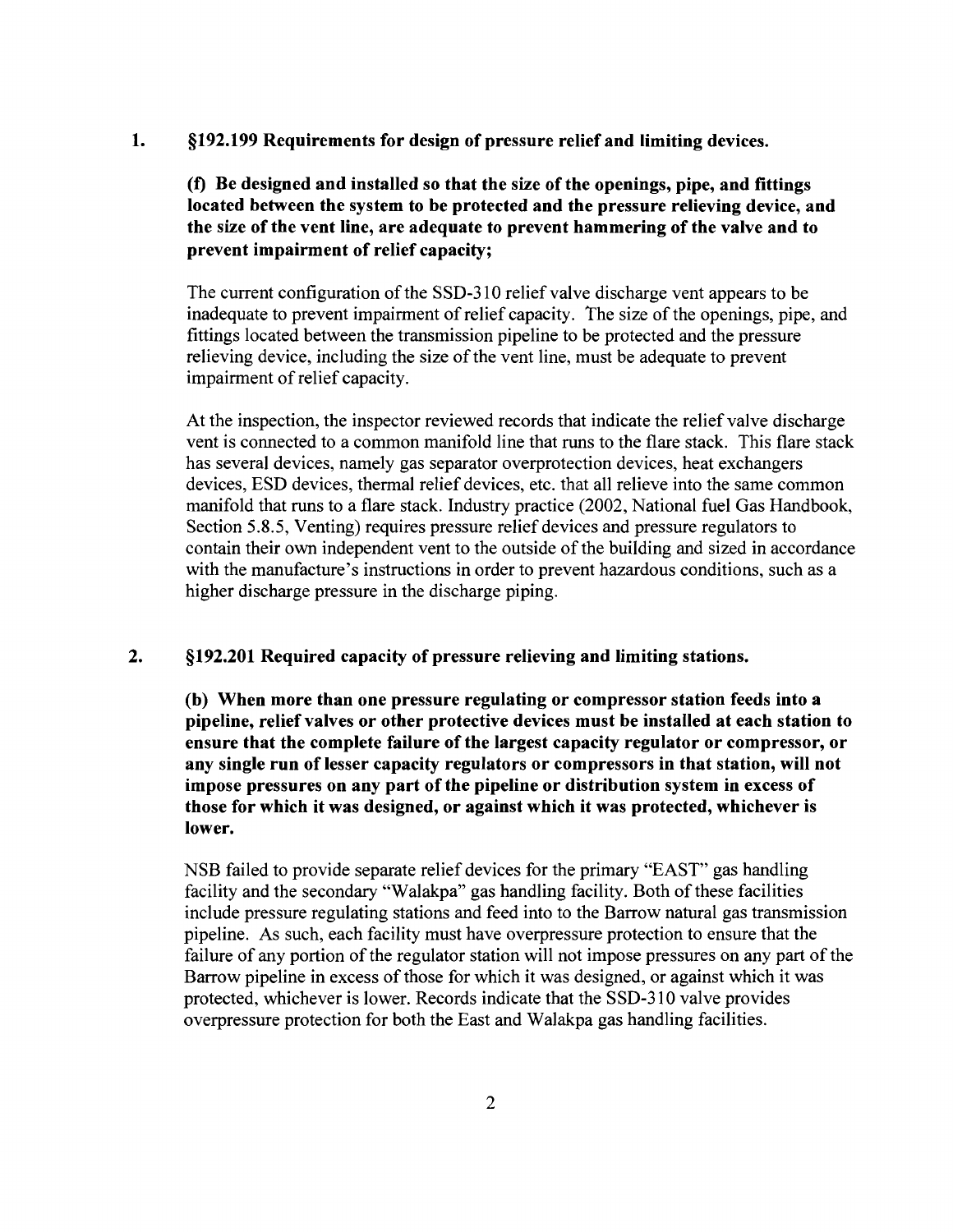1. **§192.199 Requirements for design of pressure relief and limiting devices.**

   **(f) Be designed and installed so that the size of the openings, pipe, and fittings located between the system to be protected and the pressure relieving device, and the size of the vent line, are adequate to prevent hammering of the valve and to prevent impairment of relief capacity;**

   The current configuration of the SSD-310 relief valve discharge vent appears to be inadequate to prevent impairment of relief capacity. The size of the openings, pipe, and fittings located between the transmission pipeline to be protected and the pressure relieving device, including the size of the vent line, must be adequate to prevent impairment of relief capacity.

   At the inspection, the inspector reviewed records that indicate the relief valve discharge vent is connected to a common manifold line that runs to the flare stack. This flare stack has several devices, namely gas separator overprotection devices, heat exchangers devices, ESD devices, thermal relief devices, etc. that all relieve into the same common manifold that runs to a flare stack. Industry practice (2002, National fuel Gas Handbook, Section 5.8.5, Venting) requires pressure relief devices and pressure regulators to contain their own independent vent to the outside of the building and sized in accordance with the manufacture's instructions in order to prevent hazardous conditions, such as a higher discharge pressure in the discharge piping.

2. **§192.201 Required capacity of pressure relieving and limiting stations.**

   **(b) When more than one pressure regulating or compressor station feeds into a pipeline, relief valves or other protective devices must be installed at each station to ensure that the complete failure of the largest capacity regulator or compressor, or any single run of lesser capacity regulators or compressors in that station, will not impose pressures on any part of the pipeline or distribution system in excess of those for which it was designed, or against which it was protected, whichever is lower.**

   NSB failed to provide separate relief devices for the primary "EAST" gas handling facility and the secondary "Walakpa" gas handling facility. Both of these facilities include pressure regulating stations and feed into to the Barrow natural gas transmission pipeline. As such, each facility must have overpressure protection to ensure that the failure of any portion of the regulator station will not impose pressures on any part of the Barrow pipeline in excess of those for which it was designed, or against which it was protected, whichever is lower. Records indicate that the SSD-310 valve provides overpressure protection for both the East and Walakpa gas handling facilities.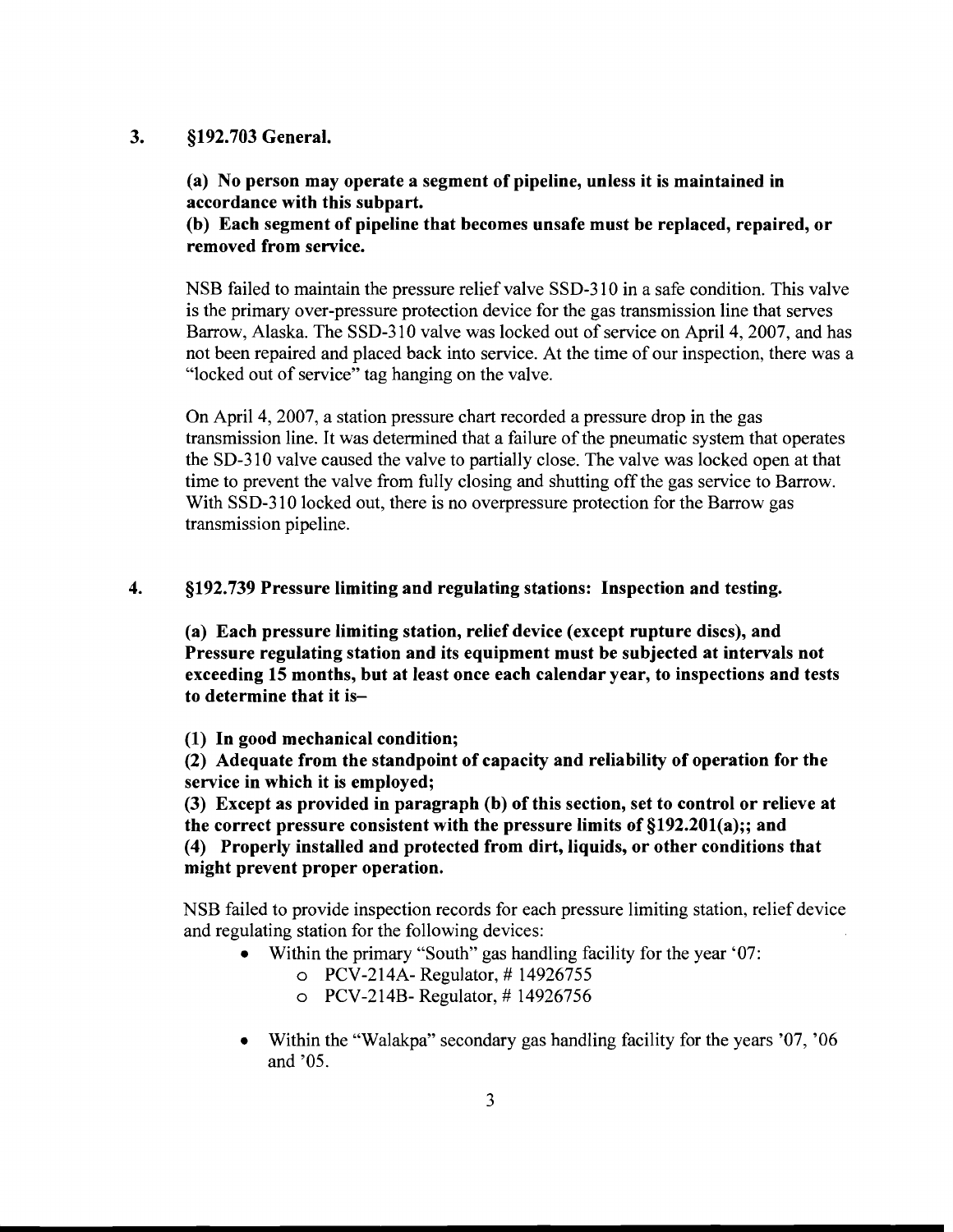3. **§192.703 General.**

**(a) No person may operate a segment of pipeline, unless it is maintained in accordance with this subpart.**
**(b) Each segment of pipeline that becomes unsafe must be replaced, repaired, or removed from service.**

NSB failed to maintain the pressure relief valve SSD-310 in a safe condition. This valve is the primary over-pressure protection device for the gas transmission line that serves Barrow, Alaska. The SSD-310 valve was locked out of service on April 4, 2007, and has not been repaired and placed back into service. At the time of our inspection, there was a "locked out of service" tag hanging on the valve.

On April 4, 2007, a station pressure chart recorded a pressure drop in the gas transmission line. It was determined that a failure of the pneumatic system that operates the SD-310 valve caused the valve to partially close. The valve was locked open at that time to prevent the valve from fully closing and shutting off the gas service to Barrow. With SSD-310 locked out, there is no overpressure protection for the Barrow gas transmission pipeline.

4. **§192.739 Pressure limiting and regulating stations: Inspection and testing.**

**(a) Each pressure limiting station, relief device (except rupture discs), and Pressure regulating station and its equipment must be subjected at intervals not exceeding 15 months, but at least once each calendar year, to inspections and tests to determine that it is–**

**(1) In good mechanical condition;**
**(2) Adequate from the standpoint of capacity and reliability of operation for the service in which it is employed;**
**(3) Except as provided in paragraph (b) of this section, set to control or relieve at the correct pressure consistent with the pressure limits of §192.201(a);; and**
**(4) Properly installed and protected from dirt, liquids, or other conditions that might prevent proper operation.**

NSB failed to provide inspection records for each pressure limiting station, relief device and regulating station for the following devices:

- Within the primary "South" gas handling facility for the year '07:
  - PCV-214A- Regulator, # 14926755
  - PCV-214B- Regulator, # 14926756
- Within the "Walakpa" secondary gas handling facility for the years '07, '06 and '05.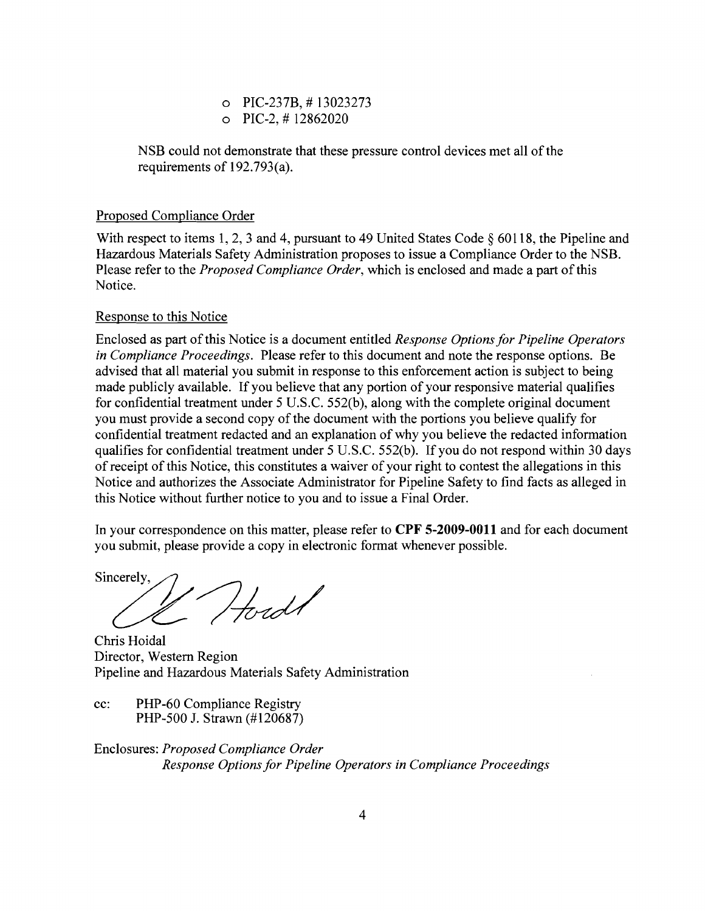- PIC-237B, # 13023273
- PIC-2, # 12862020

NSB could not demonstrate that these pressure control devices met all of the requirements of 192.793(a).

Proposed Compliance Order

With respect to items 1, 2, 3 and 4, pursuant to 49 United States Code § 60118, the Pipeline and Hazardous Materials Safety Administration proposes to issue a Compliance Order to the NSB. Please refer to the *Proposed Compliance Order*, which is enclosed and made a part of this Notice.

Response to this Notice

Enclosed as part of this Notice is a document entitled *Response Options for Pipeline Operators in Compliance Proceedings*. Please refer to this document and note the response options. Be advised that all material you submit in response to this enforcement action is subject to being made publicly available. If you believe that any portion of your responsive material qualifies for confidential treatment under 5 U.S.C. 552(b), along with the complete original document you must provide a second copy of the document with the portions you believe qualify for confidential treatment redacted and an explanation of why you believe the redacted information qualifies for confidential treatment under 5 U.S.C. 552(b). If you do not respond within 30 days of receipt of this Notice, this constitutes a waiver of your right to contest the allegations in this Notice and authorizes the Associate Administrator for Pipeline Safety to find facts as alleged in this Notice without further notice to you and to issue a Final Order.

In your correspondence on this matter, please refer to **CPF 5-2009-0011** and for each document you submit, please provide a copy in electronic format whenever possible.

Sincerely,

Chris Hoidal
Director, Western Region
Pipeline and Hazardous Materials Safety Administration

cc: PHP-60 Compliance Registry
PHP-500 J. Strawn (#120687)

Enclosures: *Proposed Compliance Order*
*Response Options for Pipeline Operators in Compliance Proceedings*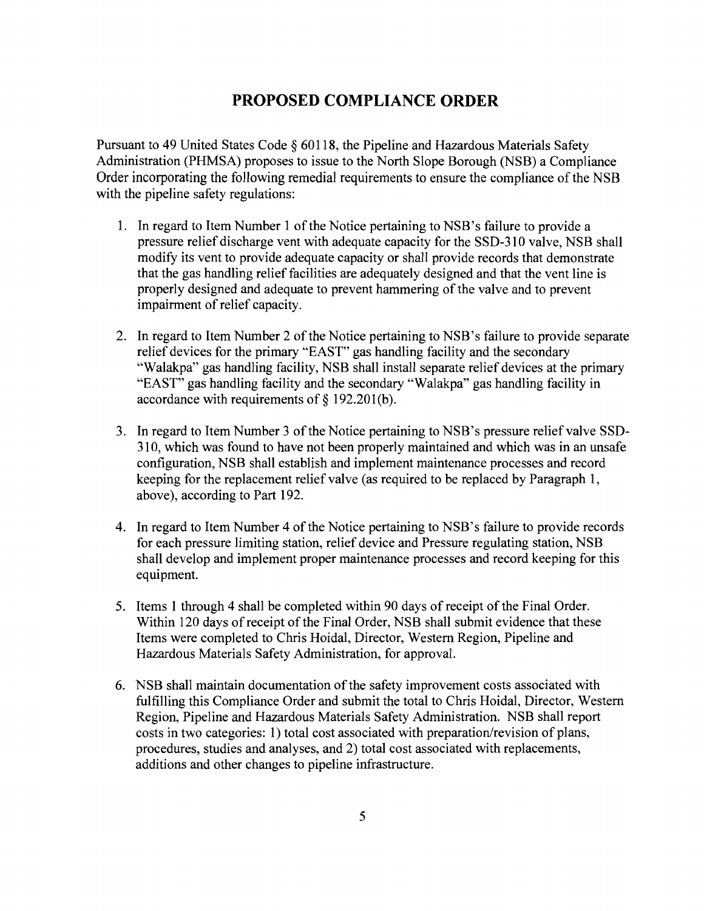## PROPOSED COMPLIANCE ORDER

Pursuant to 49 United States Code § 60118, the Pipeline and Hazardous Materials Safety Administration (PHMSA) proposes to issue to the North Slope Borough (NSB) a Compliance Order incorporating the following remedial requirements to ensure the compliance of the NSB with the pipeline safety regulations:

1. In regard to Item Number 1 of the Notice pertaining to NSB's failure to provide a pressure relief discharge vent with adequate capacity for the SSD-310 valve, NSB shall modify its vent to provide adequate capacity or shall provide records that demonstrate that the gas handling relief facilities are adequately designed and that the vent line is properly designed and adequate to prevent hammering of the valve and to prevent impairment of relief capacity.

2. In regard to Item Number 2 of the Notice pertaining to NSB's failure to provide separate relief devices for the primary "EAST" gas handling facility and the secondary "Walakpa" gas handling facility, NSB shall install separate relief devices at the primary "EAST" gas handling facility and the secondary "Walakpa" gas handling facility in accordance with requirements of § 192.201(b).

3. In regard to Item Number 3 of the Notice pertaining to NSB's pressure relief valve SSD-310, which was found to have not been properly maintained and which was in an unsafe configuration, NSB shall establish and implement maintenance processes and record keeping for the replacement relief valve (as required to be replaced by Paragraph 1, above), according to Part 192.

4. In regard to Item Number 4 of the Notice pertaining to NSB's failure to provide records for each pressure limiting station, relief device and Pressure regulating station, NSB shall develop and implement proper maintenance processes and record keeping for this equipment.

5. Items 1 through 4 shall be completed within 90 days of receipt of the Final Order. Within 120 days of receipt of the Final Order, NSB shall submit evidence that these Items were completed to Chris Hoidal, Director, Western Region, Pipeline and Hazardous Materials Safety Administration, for approval.

6. NSB shall maintain documentation of the safety improvement costs associated with fulfilling this Compliance Order and submit the total to Chris Hoidal, Director, Western Region, Pipeline and Hazardous Materials Safety Administration. NSB shall report costs in two categories: 1) total cost associated with preparation/revision of plans, procedures, studies and analyses, and 2) total cost associated with replacements, additions and other changes to pipeline infrastructure.